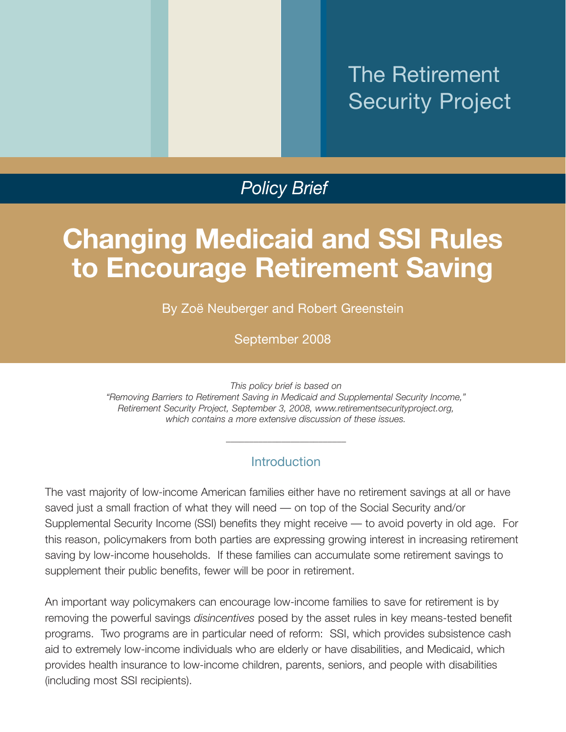The Retirement Security Project

*Policy Brief*

# Changing Medicaid and SSI Rules to Encourage Retirement Saving

By Zoë Neuberger and Robert Greenstein

September 2008

*This policy brief is based on "Removing Barriers to Retirement Saving in Medicaid and Supplemental Security Income," Retirement Security Project, September 3, 2008, www.retirementsecurityproject.org, which contains a more extensive discussion of these issues.*

---

## Introduction

The vast majority of low-income American families either have no retirement savings at all or have saved just a small fraction of what they will need — on top of the Social Security and/or Supplemental Security Income (SSI) benefits they might receive — to avoid poverty in old age. For this reason, policymakers from both parties are expressing growing interest in increasing retirement saving by low-income households. If these families can accumulate some retirement savings to supplement their public benefits, fewer will be poor in retirement.

An important way policymakers can encourage low-income families to save for retirement is by removing the powerful savings *disincentives* posed by the asset rules in key means-tested benefit programs. Two programs are in particular need of reform: SSI, which provides subsistence cash aid to extremely low-income individuals who are elderly or have disabilities, and Medicaid, which provides health insurance to low-income children, parents, seniors, and people with disabilities (including most SSI recipients).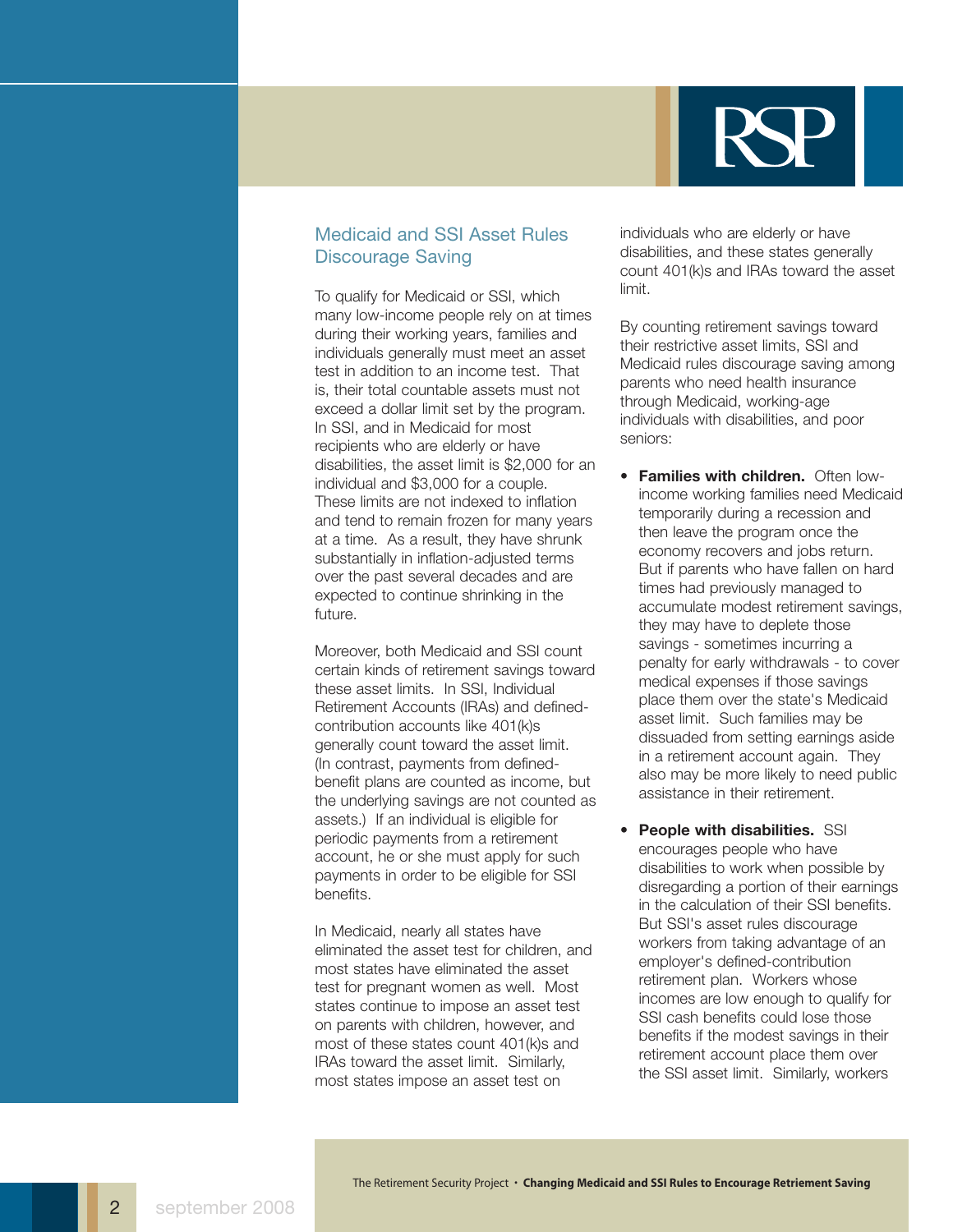## Medicaid and SSI Asset Rules Discourage Saving

To qualify for Medicaid or SSI, which many low-income people rely on at times during their working years, families and individuals generally must meet an asset test in addition to an income test. That is, their total countable assets must not exceed a dollar limit set by the program. In SSI, and in Medicaid for most recipients who are elderly or have disabilities, the asset limit is $2,000 for an individual and $3,000 for a couple. These limits are not indexed to inflation and tend to remain frozen for many years at a time. As a result, they have shrunk substantially in inflation-adjusted terms over the past several decades and are expected to continue shrinking in the future.

Moreover, both Medicaid and SSI count certain kinds of retirement savings toward these asset limits. In SSI, Individual Retirement Accounts (IRAs) and defined-contribution accounts like 401(k)s generally count toward the asset limit. (In contrast, payments from defined-benefit plans are counted as income, but the underlying savings are not counted as assets.) If an individual is eligible for periodic payments from a retirement account, he or she must apply for such payments in order to be eligible for SSI benefits.

In Medicaid, nearly all states have eliminated the asset test for children, and most states have eliminated the asset test for pregnant women as well. Most states continue to impose an asset test on parents with children, however, and most of these states count 401(k)s and IRAs toward the asset limit. Similarly, most states impose an asset test on individuals who are elderly or have disabilities, and these states generally count 401(k)s and IRAs toward the asset limit.

By counting retirement savings toward their restrictive asset limits, SSI and Medicaid rules discourage saving among parents who need health insurance through Medicaid, working-age individuals with disabilities, and poor seniors:

- **Families with children.** Often low-income working families need Medicaid temporarily during a recession and then leave the program once the economy recovers and jobs return. But if parents who have fallen on hard times had previously managed to accumulate modest retirement savings, they may have to deplete those savings - sometimes incurring a penalty for early withdrawals - to cover medical expenses if those savings place them over the state's Medicaid asset limit. Such families may be dissuaded from setting earnings aside in a retirement account again. They also may be more likely to need public assistance in their retirement.

- **People with disabilities.** SSI encourages people who have disabilities to work when possible by disregarding a portion of their earnings in the calculation of their SSI benefits. But SSI's asset rules discourage workers from taking advantage of an employer's defined-contribution retirement plan. Workers whose incomes are low enough to qualify for SSI cash benefits could lose those benefits if the modest savings in their retirement account place them over the SSI asset limit. Similarly, workers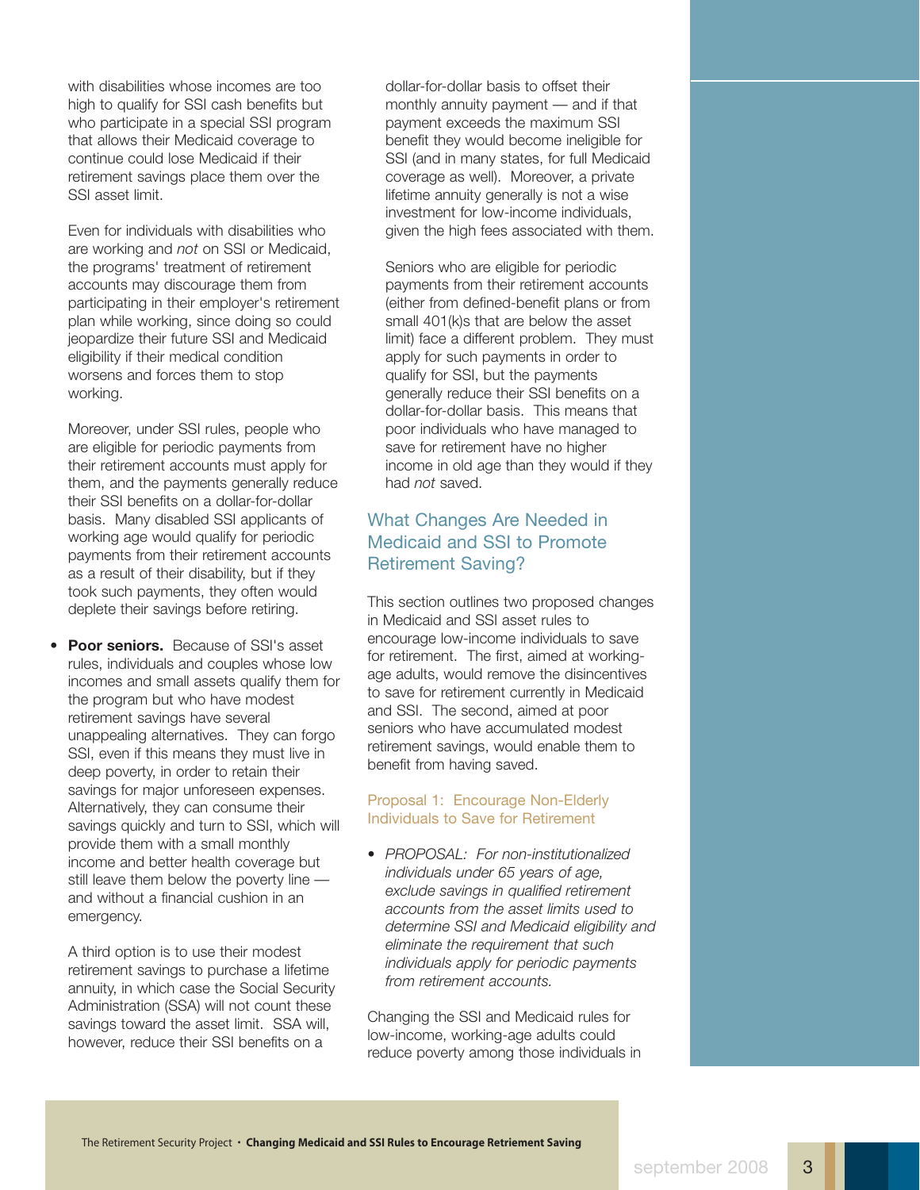with disabilities whose incomes are too high to qualify for SSI cash benefits but who participate in a special SSI program that allows their Medicaid coverage to continue could lose Medicaid if their retirement savings place them over the SSI asset limit.

Even for individuals with disabilities who are working and *not* on SSI or Medicaid, the programs' treatment of retirement accounts may discourage them from participating in their employer's retirement plan while working, since doing so could jeopardize their future SSI and Medicaid eligibility if their medical condition worsens and forces them to stop working.

Moreover, under SSI rules, people who are eligible for periodic payments from their retirement accounts must apply for them, and the payments generally reduce their SSI benefits on a dollar-for-dollar basis. Many disabled SSI applicants of working age would qualify for periodic payments from their retirement accounts as a result of their disability, but if they took such payments, they often would deplete their savings before retiring.

- **Poor seniors.** Because of SSI's asset rules, individuals and couples whose low incomes and small assets qualify them for the program but who have modest retirement savings have several unappealing alternatives. They can forgo SSI, even if this means they must live in deep poverty, in order to retain their savings for major unforeseen expenses. Alternatively, they can consume their savings quickly and turn to SSI, which will provide them with a small monthly income and better health coverage but still leave them below the poverty line — and without a financial cushion in an emergency.

  A third option is to use their modest retirement savings to purchase a lifetime annuity, in which case the Social Security Administration (SSA) will not count these savings toward the asset limit. SSA will, however, reduce their SSI benefits on a dollar-for-dollar basis to offset their monthly annuity payment — and if that payment exceeds the maximum SSI benefit they would become ineligible for SSI (and in many states, for full Medicaid coverage as well). Moreover, a private lifetime annuity generally is not a wise investment for low-income individuals, given the high fees associated with them.

  Seniors who are eligible for periodic payments from their retirement accounts (either from defined-benefit plans or from small 401(k)s that are below the asset limit) face a different problem. They must apply for such payments in order to qualify for SSI, but the payments generally reduce their SSI benefits on a dollar-for-dollar basis. This means that poor individuals who have managed to save for retirement have no higher income in old age than they would if they had *not* saved.

## What Changes Are Needed in Medicaid and SSI to Promote Retirement Saving?

This section outlines two proposed changes in Medicaid and SSI asset rules to encourage low-income individuals to save for retirement. The first, aimed at working-age adults, would remove the disincentives to save for retirement currently in Medicaid and SSI. The second, aimed at poor seniors who have accumulated modest retirement savings, would enable them to benefit from having saved.

### Proposal 1: Encourage Non-Elderly Individuals to Save for Retirement

- *PROPOSAL: For non-institutionalized individuals under 65 years of age, exclude savings in qualified retirement accounts from the asset limits used to determine SSI and Medicaid eligibility and eliminate the requirement that such individuals apply for periodic payments from retirement accounts.*

Changing the SSI and Medicaid rules for low-income, working-age adults could reduce poverty among those individuals in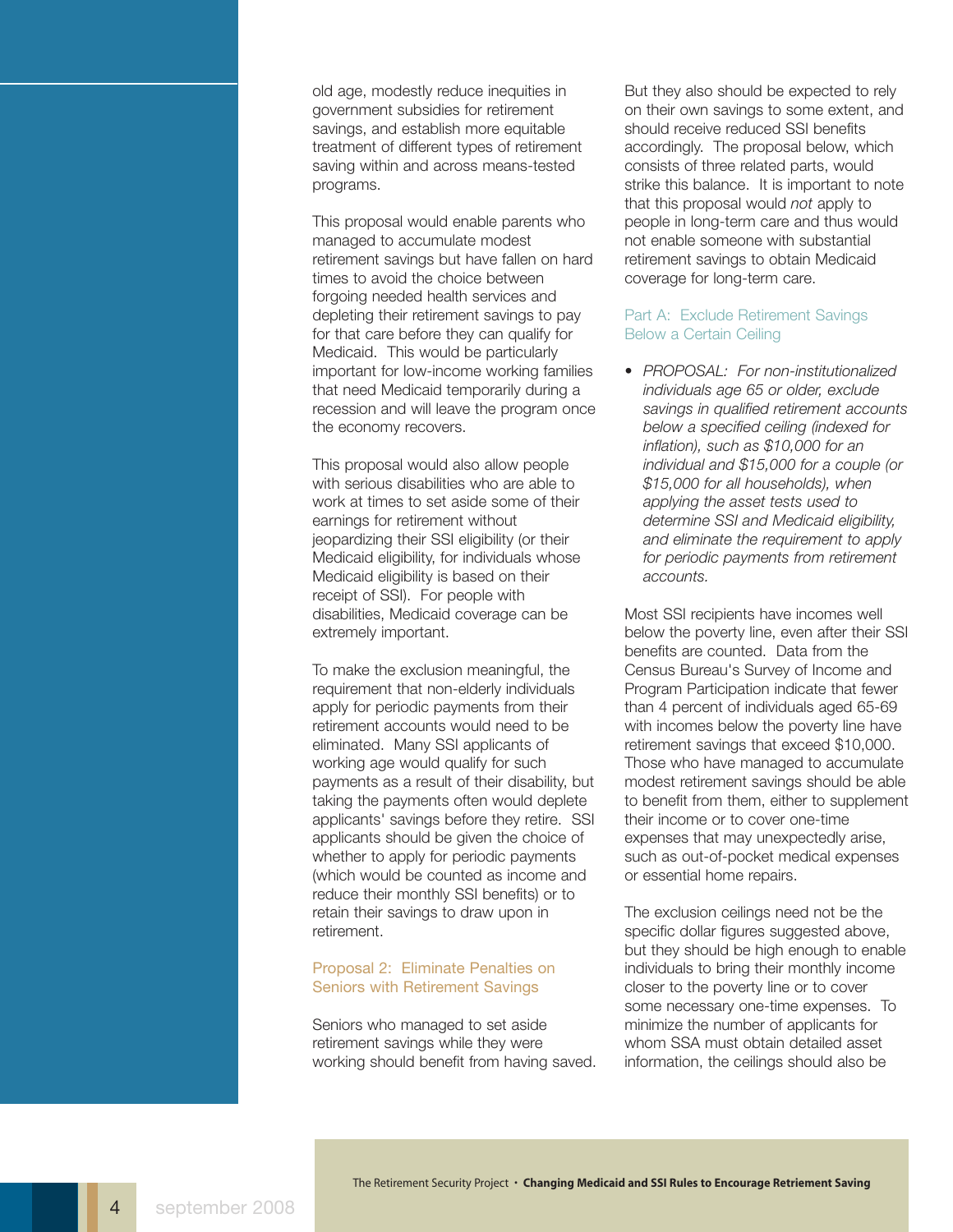old age, modestly reduce inequities in government subsidies for retirement savings, and establish more equitable treatment of different types of retirement saving within and across means-tested programs.

This proposal would enable parents who managed to accumulate modest retirement savings but have fallen on hard times to avoid the choice between forgoing needed health services and depleting their retirement savings to pay for that care before they can qualify for Medicaid. This would be particularly important for low-income working families that need Medicaid temporarily during a recession and will leave the program once the economy recovers.

This proposal would also allow people with serious disabilities who are able to work at times to set aside some of their earnings for retirement without jeopardizing their SSI eligibility (or their Medicaid eligibility, for individuals whose Medicaid eligibility is based on their receipt of SSI). For people with disabilities, Medicaid coverage can be extremely important.

To make the exclusion meaningful, the requirement that non-elderly individuals apply for periodic payments from their retirement accounts would need to be eliminated. Many SSI applicants of working age would qualify for such payments as a result of their disability, but taking the payments often would deplete applicants' savings before they retire. SSI applicants should be given the choice of whether to apply for periodic payments (which would be counted as income and reduce their monthly SSI benefits) or to retain their savings to draw upon in retirement.

## Proposal 2: Eliminate Penalties on Seniors with Retirement Savings

Seniors who managed to set aside retirement savings while they were working should benefit from having saved. But they also should be expected to rely on their own savings to some extent, and should receive reduced SSI benefits accordingly. The proposal below, which consists of three related parts, would strike this balance. It is important to note that this proposal would *not* apply to people in long-term care and thus would not enable someone with substantial retirement savings to obtain Medicaid coverage for long-term care.

### Part A: Exclude Retirement Savings Below a Certain Ceiling

- *PROPOSAL: For non-institutionalized individuals age 65 or older, exclude savings in qualified retirement accounts below a specified ceiling (indexed for inflation), such as $10,000 for an individual and $15,000 for a couple (or $15,000 for all households), when applying the asset tests used to determine SSI and Medicaid eligibility, and eliminate the requirement to apply for periodic payments from retirement accounts.*

Most SSI recipients have incomes well below the poverty line, even after their SSI benefits are counted. Data from the Census Bureau's Survey of Income and Program Participation indicate that fewer than 4 percent of individuals aged 65-69 with incomes below the poverty line have retirement savings that exceed $10,000. Those who have managed to accumulate modest retirement savings should be able to benefit from them, either to supplement their income or to cover one-time expenses that may unexpectedly arise, such as out-of-pocket medical expenses or essential home repairs.

The exclusion ceilings need not be the specific dollar figures suggested above, but they should be high enough to enable individuals to bring their monthly income closer to the poverty line or to cover some necessary one-time expenses. To minimize the number of applicants for whom SSA must obtain detailed asset information, the ceilings should also be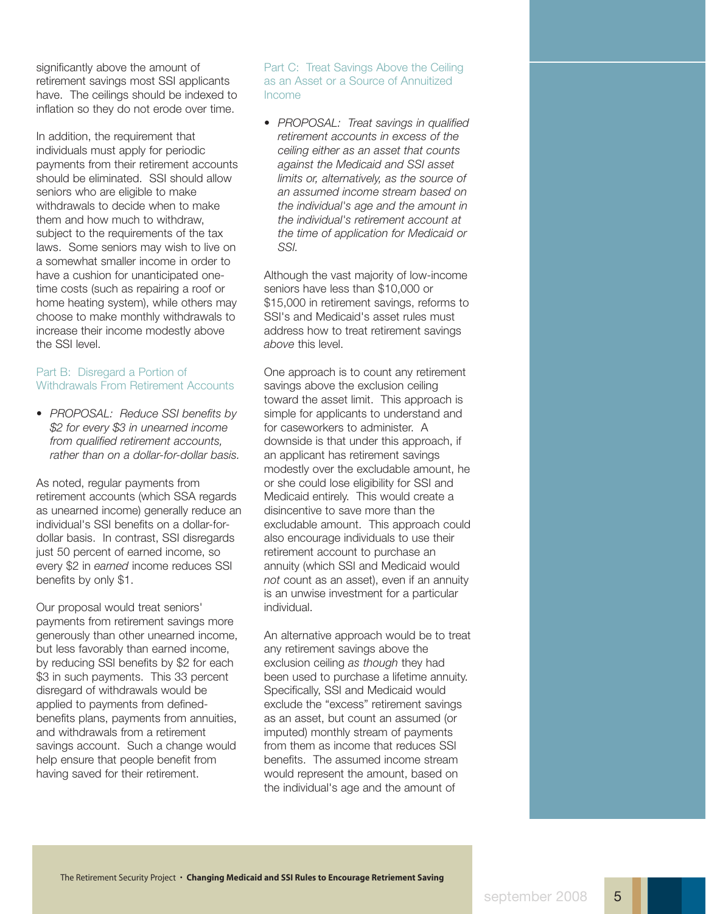significantly above the amount of retirement savings most SSI applicants have. The ceilings should be indexed to inflation so they do not erode over time.

In addition, the requirement that individuals must apply for periodic payments from their retirement accounts should be eliminated. SSI should allow seniors who are eligible to make withdrawals to decide when to make them and how much to withdraw, subject to the requirements of the tax laws. Some seniors may wish to live on a somewhat smaller income in order to have a cushion for unanticipated one-time costs (such as repairing a roof or home heating system), while others may choose to make monthly withdrawals to increase their income modestly above the SSI level.

### Part B: Disregard a Portion of Withdrawals From Retirement Accounts

- *PROPOSAL: Reduce SSI benefits by $2 for every $3 in unearned income from qualified retirement accounts, rather than on a dollar-for-dollar basis.*

As noted, regular payments from retirement accounts (which SSA regards as unearned income) generally reduce an individual's SSI benefits on a dollar-for-dollar basis. In contrast, SSI disregards just 50 percent of earned income, so every $2 in *earned* income reduces SSI benefits by only $1.

Our proposal would treat seniors' payments from retirement savings more generously than other unearned income, but less favorably than earned income, by reducing SSI benefits by $2 for each $3 in such payments. This 33 percent disregard of withdrawals would be applied to payments from defined-benefits plans, payments from annuities, and withdrawals from a retirement savings account. Such a change would help ensure that people benefit from having saved for their retirement.

### Part C: Treat Savings Above the Ceiling as an Asset or a Source of Annuitized Income

- *PROPOSAL: Treat savings in qualified retirement accounts in excess of the ceiling either as an asset that counts against the Medicaid and SSI asset limits or, alternatively, as the source of an assumed income stream based on the individual's age and the amount in the individual's retirement account at the time of application for Medicaid or SSI.*

Although the vast majority of low-income seniors have less than $10,000 or $15,000 in retirement savings, reforms to SSI's and Medicaid's asset rules must address how to treat retirement savings *above* this level.

One approach is to count any retirement savings above the exclusion ceiling toward the asset limit. This approach is simple for applicants to understand and for caseworkers to administer. A downside is that under this approach, if an applicant has retirement savings modestly over the excludable amount, he or she could lose eligibility for SSI and Medicaid entirely. This would create a disincentive to save more than the excludable amount. This approach could also encourage individuals to use their retirement account to purchase an annuity (which SSI and Medicaid would *not* count as an asset), even if an annuity is an unwise investment for a particular individual.

An alternative approach would be to treat any retirement savings above the exclusion ceiling *as though* they had been used to purchase a lifetime annuity. Specifically, SSI and Medicaid would exclude the "excess" retirement savings as an asset, but count an assumed (or imputed) monthly stream of payments from them as income that reduces SSI benefits. The assumed income stream would represent the amount, based on the individual's age and the amount of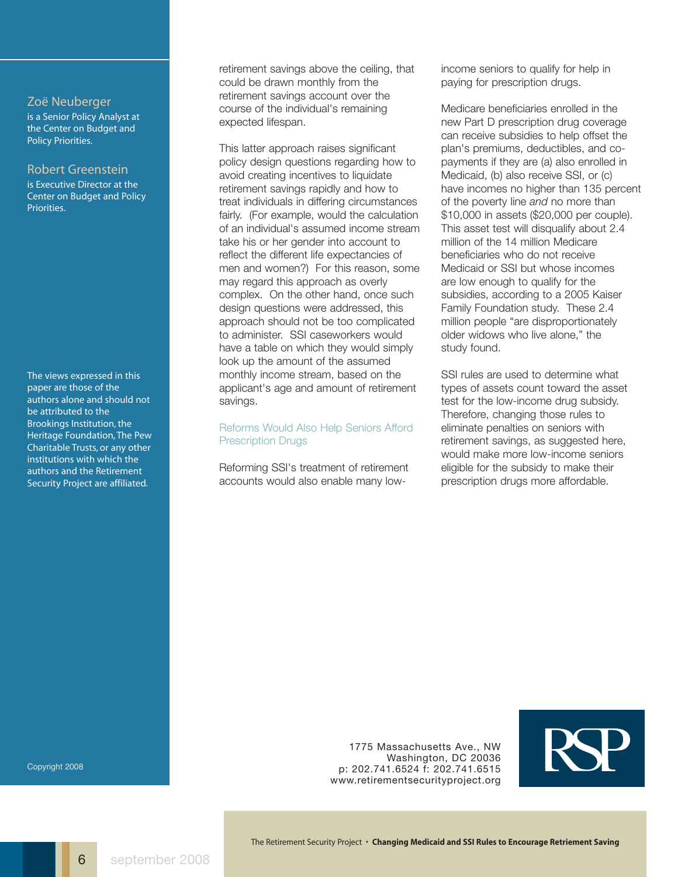retirement savings above the ceiling, that could be drawn monthly from the retirement savings account over the course of the individual's remaining expected lifespan.

This latter approach raises significant policy design questions regarding how to avoid creating incentives to liquidate retirement savings rapidly and how to treat individuals in differing circumstances fairly. (For example, would the calculation of an individual's assumed income stream take his or her gender into account to reflect the different life expectancies of men and women?) For this reason, some may regard this approach as overly complex. On the other hand, once such design questions were addressed, this approach should not be too complicated to administer. SSI caseworkers would have a table on which they would simply look up the amount of the assumed monthly income stream, based on the applicant's age and amount of retirement savings.

## Reforms Would Also Help Seniors Afford Prescription Drugs

Reforming SSI's treatment of retirement accounts would also enable many low-income seniors to qualify for help in paying for prescription drugs.

Medicare beneficiaries enrolled in the new Part D prescription drug coverage can receive subsidies to help offset the plan's premiums, deductibles, and co-payments if they are (a) also enrolled in Medicaid, (b) also receive SSI, or (c) have incomes no higher than 135 percent of the poverty line *and* no more than $10,000 in assets ($20,000 per couple). This asset test will disqualify about 2.4 million of the 14 million Medicare beneficiaries who do not receive Medicaid or SSI but whose incomes are low enough to qualify for the subsidies, according to a 2005 Kaiser Family Foundation study. These 2.4 million people "are disproportionately older widows who live alone," the study found.

SSI rules are used to determine what types of assets count toward the asset test for the low-income drug subsidy. Therefore, changing those rules to eliminate penalties on seniors with retirement savings, as suggested here, would make more low-income seniors eligible for the subsidy to make their prescription drugs more affordable.

---

**Zoë Neuberger** is a Senior Policy Analyst at the Center on Budget and Policy Priorities.

**Robert Greenstein** is Executive Director at the Center on Budget and Policy Priorities.

The views expressed in this paper are those of the authors alone and should not be attributed to the Brookings Institution, the Heritage Foundation, The Pew Charitable Trusts, or any other institutions with which the authors and the Retirement Security Project are affiliated.

Copyright 2008

1775 Massachusetts Ave., NW
Washington, DC 20036
p: 202.741.6524 f: 202.741.6515
www.retirementsecurityproject.org

RSP